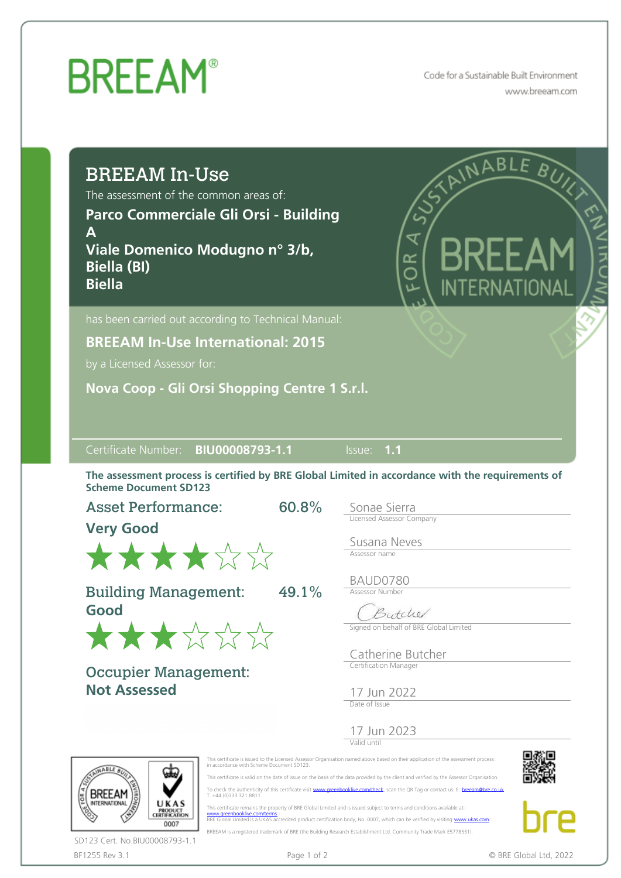# BREEAM®

Code for a Sustainable Built Environment
www.breeam.com

## BREEAM In-Use

The assessment of the common areas of:

**Parco Commerciale Gli Orsi - Building A**
**Viale Domenico Modugno n° 3/b, Biella (BI)**
**Biella**

has been carried out according to Technical Manual:

**BREEAM In-Use International: 2015**

by a Licensed Assessor for:

**Nova Coop - Gli Orsi Shopping Centre 1 S.r.l.**

Certificate Number: **BIU00008793-1.1** Issue: **1.1**

**The assessment process is certified by BRE Global Limited in accordance with the requirements of Scheme Document SD123**

**Asset Performance: 60.8%**
**Very Good**
★★★★☆☆

**Building Management: 49.1%**
**Good**
★★★☆☆☆

**Occupier Management:**
**Not Assessed**

Sonae Sierra
Licensed Assessor Company

Susana Neves
Assessor name

BAUD0780
Assessor Number

Butcher
Signed on behalf of BRE Global Limited

Catherine Butcher
Certification Manager

17 Jun 2022
Date of Issue

17 Jun 2023
Valid until

This certificate is issued to the Licensed Assessor Organisation named above based on their application of the assessment process in accordance with Scheme Document SD123.

This certificate is valid on the date of issue on the basis of the data provided by the client and verified by the Assessor Organisation.

To check the authenticity of this certificate visit www.greenbooklive.com/check, scan the QR Tag or contact us: E: breeam@bre.co.uk T. +44 (0)333 321 8811

This certificate remains the property of BRE Global Limited and is issued subject to terms and conditions available at www.greenbooklive.com/terms
BRE Global Limited is a UKAS accredited product certification body, No. 0007, which can be verified by visiting www.ukas.com

BREEAM is a registered trademark of BRE (the Building Research Establishment Ltd. Community Trade Mark E5778551).

SD123 Cert. No.BIU00008793-1.1

BF1255 Rev 3.1

© BRE Global Ltd, 2022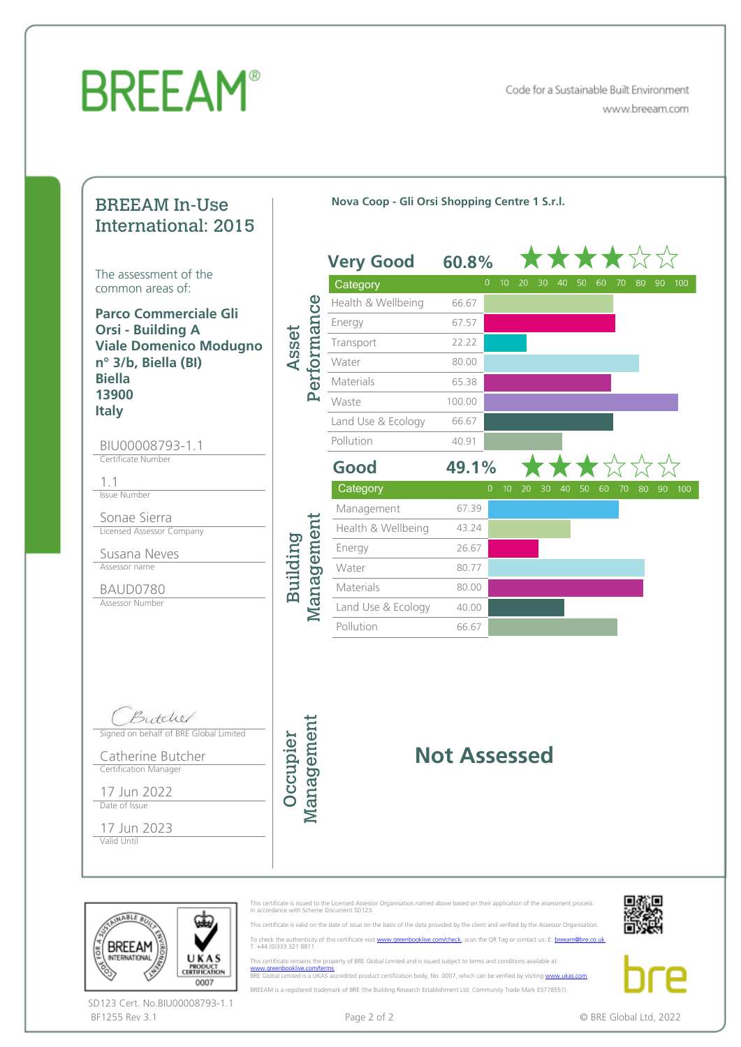# BREEAM®

Code for a Sustainable Built Environment
www.breeam.com

## BREEAM In-Use International: 2015

The assessment of the common areas of:

**Parco Commerciale Gli Orsi - Building A**
**Viale Domenico Modugno n° 3/b, Biella (BI)**
**Biella**
**13900**
**Italy**

BIU00008793-1.1
Certificate Number

1.1
Issue Number

Sonae Sierra
Licensed Assessor Company

Susana Neves
Assessor name

BAUD0780
Assessor Number

**Nova Coop - Gli Orsi Shopping Centre 1 S.r.l.**

### Asset Performance

**Very Good 60.8%** ★★★★☆☆

| Category | Score |
|---|---|
| Health & Wellbeing | 66.67 |
| Energy | 67.57 |
| Transport | 22.22 |
| Water | 80.00 |
| Materials | 65.38 |
| Waste | 100.00 |
| Land Use & Ecology | 66.67 |
| Pollution | 40.91 |

### Building Management

**Good 49.1%** ★★★☆☆☆

| Category | Score |
|---|---|
| Management | 67.39 |
| Health & Wellbeing | 43.24 |
| Energy | 26.67 |
| Water | 80.77 |
| Materials | 80.00 |
| Land Use & Ecology | 40.00 |
| Pollution | 66.67 |

### Occupier Management

**Not Assessed**

Signed on behalf of BRE Global Limited

Catherine Butcher
Certification Manager

17 Jun 2022
Date of Issue

17 Jun 2023
Valid Until

This certificate is issued to the Licensed Assessor Organisation named above based on their application of the assessment process in accordance with Scheme Document SD123.

This certificate is valid on the date of issue on the basis of the data provided by the client and verified by the Assessor Organisation.

To check the authenticity of this certificate visit www.greenbooklive.com/check, scan the QR Tag or contact us: E: breeam@bre.co.uk T. +44 (0)333 321 8811

This certificate remains the property of BRE Global Limited and is issued subject to terms and conditions available at: www.greenbooklive.com/terms
BRE Global Limited is a UKAS accredited product certification body, No. 0007, which can be verified by visiting www.ukas.com

BREEAM is a registered trademark of BRE (the Building Research Establishment Ltd. Community Trade Mark E5778551).

SD123 Cert. No.BIU00008793-1.1
BF1255 Rev 3.1

© BRE Global Ltd, 2022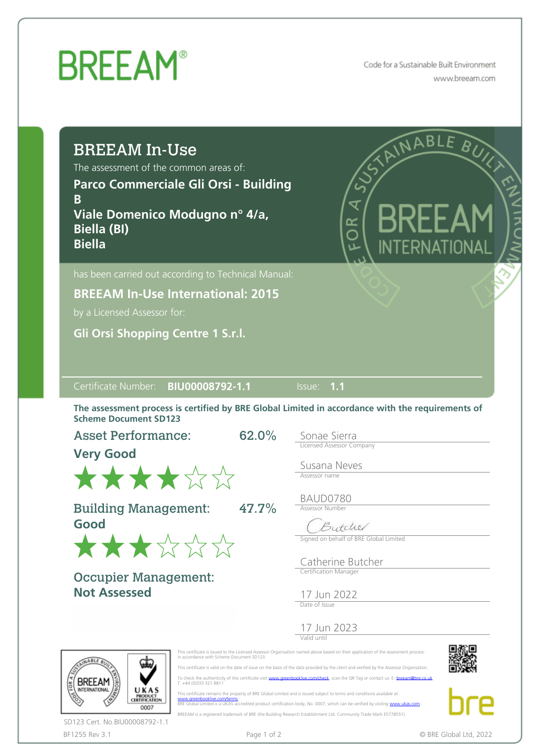# BREEAM®

Code for a Sustainable Built Environment
www.breeam.com

## BREEAM In-Use

The assessment of the common areas of:

**Parco Commerciale Gli Orsi - Building B**
**Viale Domenico Modugno n° 4/a, Biella (BI)**
**Biella**

has been carried out according to Technical Manual:

**BREEAM In-Use International: 2015**

by a Licensed Assessor for:

**Gli Orsi Shopping Centre 1 S.r.l.**

Certificate Number: **BIU00008792-1.1** Issue: **1.1**

**The assessment process is certified by BRE Global Limited in accordance with the requirements of Scheme Document SD123**

**Asset Performance:** 62.0%
**Very Good**
★★★★☆☆

**Building Management:** 47.7%
**Good**
★★★☆☆☆

**Occupier Management:**
**Not Assessed**

Sonae Sierra
Licensed Assessor Company

Susana Neves
Assessor name

BAUD0780
Assessor Number

Butcher
Signed on behalf of BRE Global Limited

Catherine Butcher
Certification Manager

17 Jun 2022
Date of Issue

17 Jun 2023
Valid until

This certificate is issued to the Licensed Assessor Organisation named above based on their application of the assessment process in accordance with Scheme Document SD123.

This certificate is valid on the date of issue on the basis of the data provided by the client and verified by the Assessor Organisation.

To check the authenticity of this certificate visit www.greenbooklive.com/check, scan the QR Tag or contact us: E: breeam@bre.co.uk T. +44 (0)333 321 8811

This certificate remains the property of BRE Global Limited and is issued subject to terms and conditions available at www.greenbooklive.com/terms
BRE Global Limited is a UKAS accredited product certification body, No. 0007, which can be verified by visiting www.ukas.com

BREEAM is a registered trademark of BRE (the Building Research Establishment Ltd. Community Trade Mark E5778551).

SD123 Cert. No.BIU00008792-1.1

BF1255 Rev 3.1

© BRE Global Ltd, 2022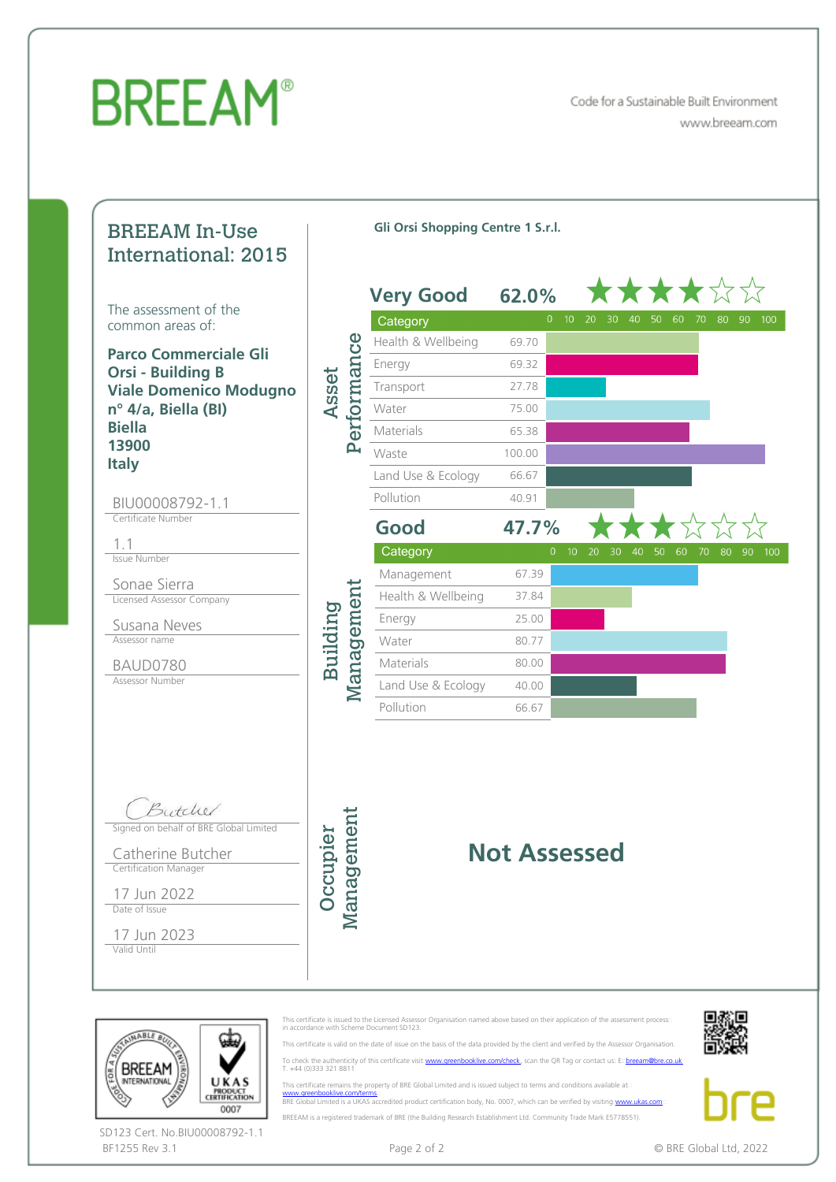# BREEAM®

Code for a Sustainable Built Environment
www.breeam.com

## BREEAM In-Use International: 2015

The assessment of the common areas of:

**Parco Commerciale Gli Orsi - Building B**
**Viale Domenico Modugno n° 4/a, Biella (BI)**
**Biella**
**13900**
**Italy**

BIU00008792-1.1
Certificate Number

1.1
Issue Number

Sonae Sierra
Licensed Assessor Company

Susana Neves
Assessor name

BAUD0780
Assessor Number

**Gli Orsi Shopping Centre 1 S.r.l.**

### Asset Performance

**Very Good 62.0%** ★★★★☆☆

| Category | |
|---|---|
| Health & Wellbeing | 69.70 |
| Energy | 69.32 |
| Transport | 27.78 |
| Water | 75.00 |
| Materials | 65.38 |
| Waste | 100.00 |
| Land Use & Ecology | 66.67 |
| Pollution | 40.91 |

0 10 20 30 40 50 60 70 80 90 100

### Building Management

**Good 47.7%** ★★★☆☆☆

| Category | |
|---|---|
| Management | 67.39 |
| Health & Wellbeing | 37.84 |
| Energy | 25.00 |
| Water | 80.77 |
| Materials | 80.00 |
| Land Use & Ecology | 40.00 |
| Pollution | 66.67 |

0 10 20 30 40 50 60 70 80 90 100

### Occupier Management

**Not Assessed**

Signed on behalf of BRE Global Limited

Catherine Butcher
Certification Manager

17 Jun 2022
Date of Issue

17 Jun 2023
Valid Until

This certificate is issued to the Licensed Assessor Organisation named above based on their application of the assessment process in accordance with Scheme Document SD123.

This certificate is valid on the date of issue on the basis of the data provided by the client and verified by the Assessor Organisation.

To check the authenticity of this certificate visit www.greenbooklive.com/check, scan the QR Tag or contact us: E: breeam@bre.co.uk T. +44 (0)333 321 8811

This certificate remains the property of BRE Global Limited and is issued subject to terms and conditions available at: www.greenbooklive.com/terms
BRE Global Limited is a UKAS accredited product certification body, No. 0007, which can be verified by visiting www.ukas.com

BREEAM is a registered trademark of BRE (the Building Research Establishment Ltd. Community Trade Mark E5778551).

SD123 Cert. No.BIU00008792-1.1
BF1255 Rev 3.1

© BRE Global Ltd, 2022